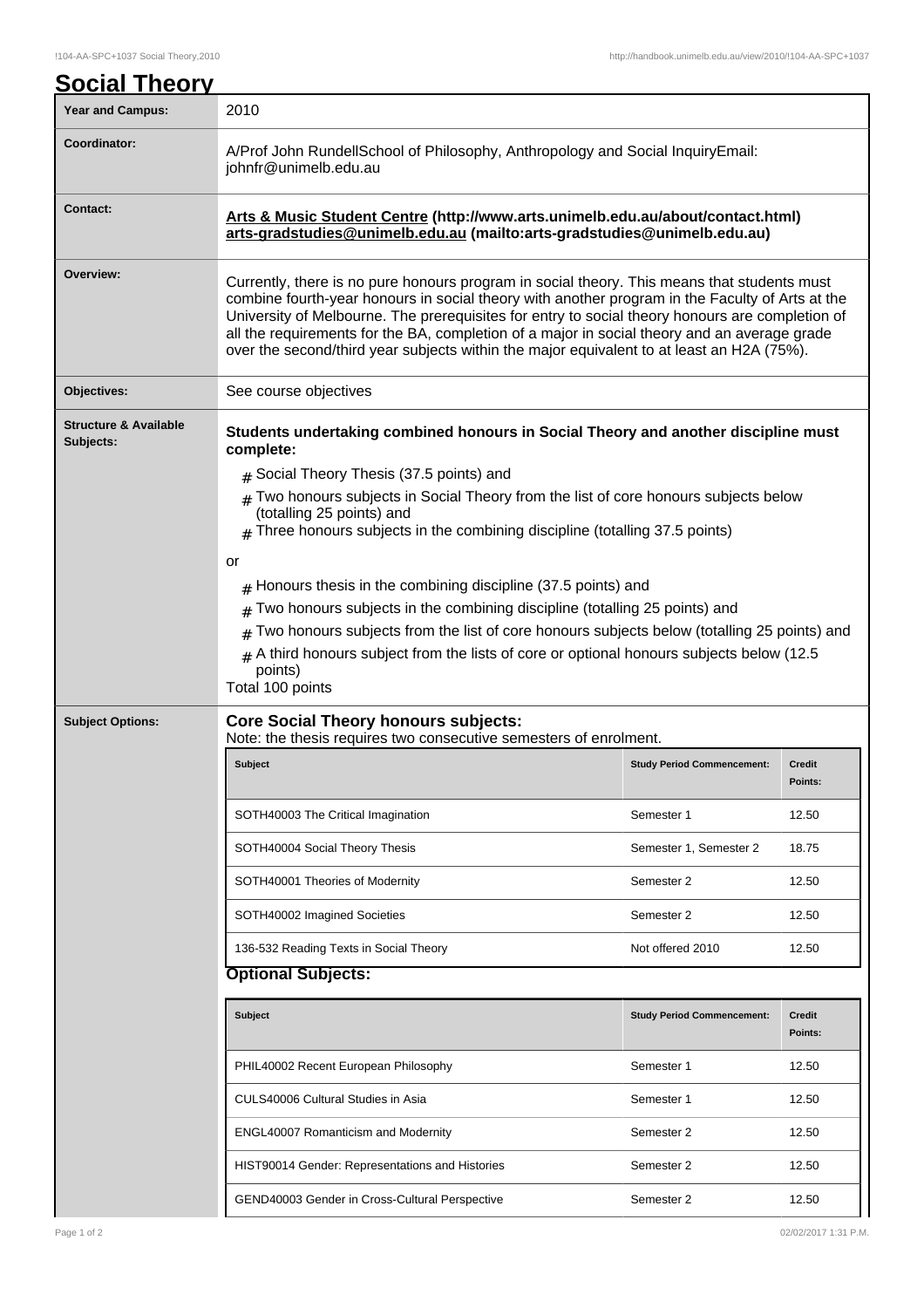# Social Theory

| | |
|---|---|
| **Year and Campus:** | 2010 |
| **Coordinator:** | A/Prof John RundellSchool of Philosophy, Anthropology and Social InquiryEmail: johnfr@unimelb.edu.au |
| **Contact:** | **Arts & Music Student Centre (http://www.arts.unimelb.edu.au/about/contact.html) arts-gradstudies@unimelb.edu.au (mailto:arts-gradstudies@unimelb.edu.au)** |
| **Overview:** | Currently, there is no pure honours program in social theory. This means that students must combine fourth-year honours in social theory with another program in the Faculty of Arts at the University of Melbourne. The prerequisites for entry to social theory honours are completion of all the requirements for the BA, completion of a major in social theory and an average grade over the second/third year subjects within the major equivalent to at least an H2A (75%). |
| **Objectives:** | See course objectives |

**Structure & Available Subjects:**

**Students undertaking combined honours in Social Theory and another discipline must complete:**

- Social Theory Thesis (37.5 points) and
- Two honours subjects in Social Theory from the list of core honours subjects below (totalling 25 points) and
- Three honours subjects in the combining discipline (totalling 37.5 points)

or

- Honours thesis in the combining discipline (37.5 points) and
- Two honours subjects in the combining discipline (totalling 25 points) and
- Two honours subjects from the list of core honours subjects below (totalling 25 points) and
- A third honours subject from the lists of core or optional honours subjects below (12.5 points)

Total 100 points

**Subject Options:**

### Core Social Theory honours subjects:

Note: the thesis requires two consecutive semesters of enrolment.

| Subject | Study Period Commencement: | Credit Points: |
|---|---|---|
| SOTH40003 The Critical Imagination | Semester 1 | 12.50 |
| SOTH40004 Social Theory Thesis | Semester 1, Semester 2 | 18.75 |
| SOTH40001 Theories of Modernity | Semester 2 | 12.50 |
| SOTH40002 Imagined Societies | Semester 2 | 12.50 |
| 136-532 Reading Texts in Social Theory | Not offered 2010 | 12.50 |

### Optional Subjects:

| Subject | Study Period Commencement: | Credit Points: |
|---|---|---|
| PHIL40002 Recent European Philosophy | Semester 1 | 12.50 |
| CULS40006 Cultural Studies in Asia | Semester 1 | 12.50 |
| ENGL40007 Romanticism and Modernity | Semester 2 | 12.50 |
| HIST90014 Gender: Representations and Histories | Semester 2 | 12.50 |
| GEND40003 Gender in Cross-Cultural Perspective | Semester 2 | 12.50 |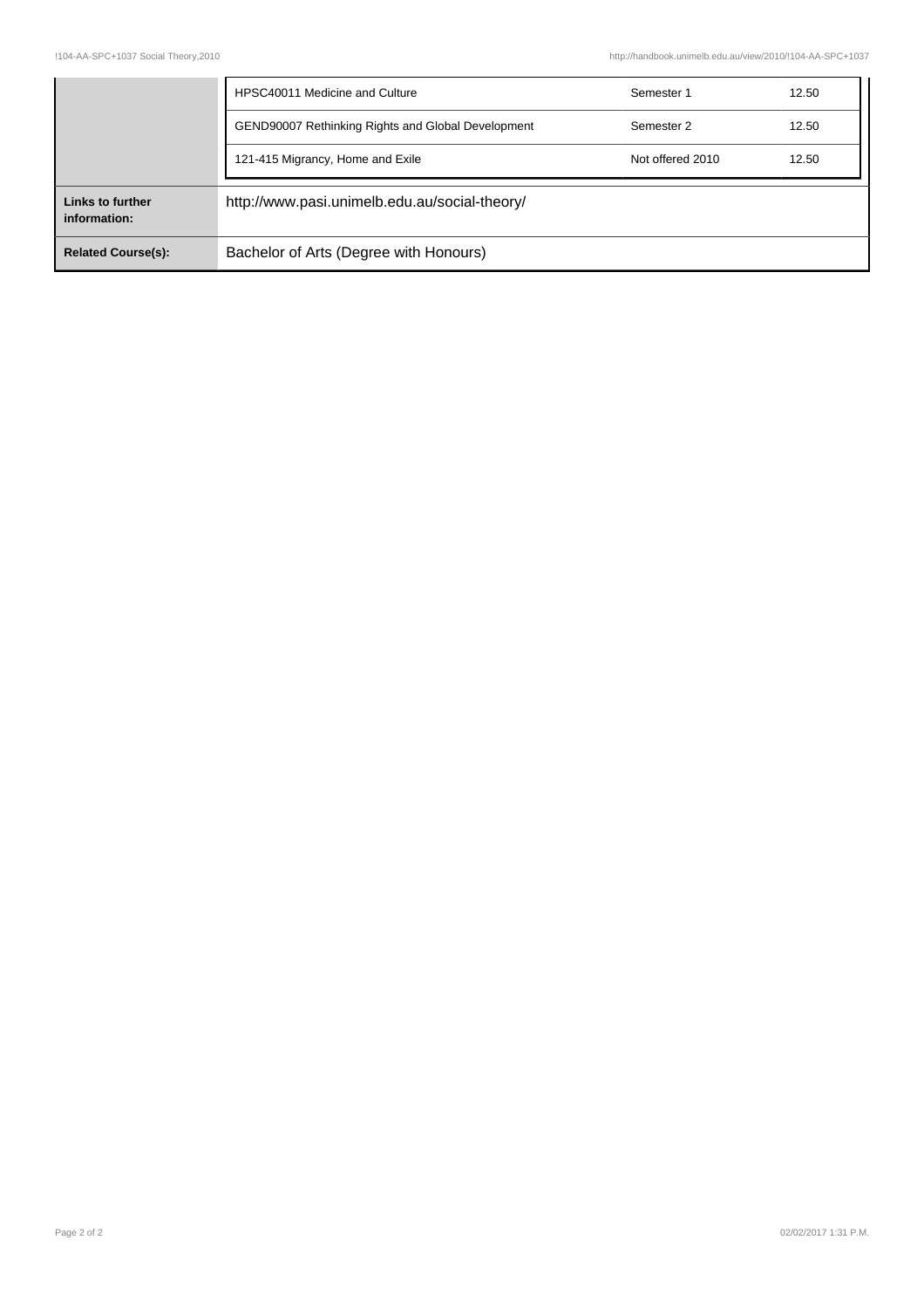| | | | |
|---|---|---|---|
| | HPSC40011 Medicine and Culture | Semester 1 | 12.50 |
| | GEND90007 Rethinking Rights and Global Development | Semester 2 | 12.50 |
| | 121-415 Migrancy, Home and Exile | Not offered 2010 | 12.50 |
| **Links to further information:** | http://www.pasi.unimelb.edu.au/social-theory/ | | |
| **Related Course(s):** | Bachelor of Arts (Degree with Honours) | | |